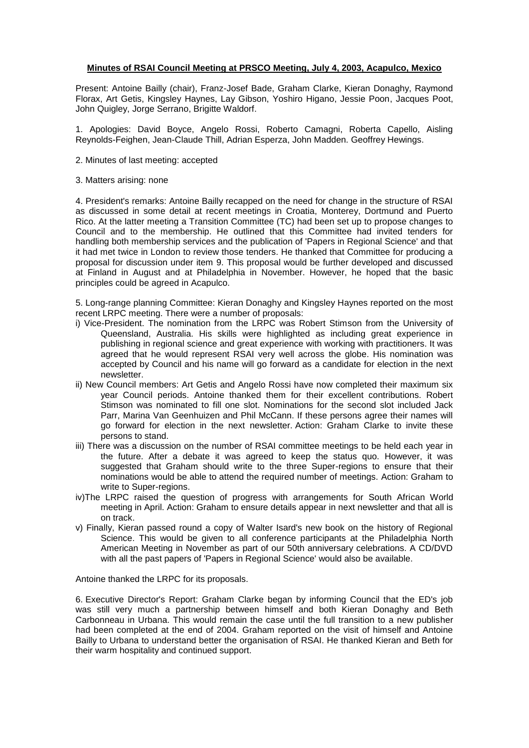**Minutes of RSAI Council Meeting at PRSCO Meeting, July 4, 2003, Acapulco, Mexico**

Present: Antoine Bailly (chair), Franz-Josef Bade, Graham Clarke, Kieran Donaghy, Raymond Florax, Art Getis, Kingsley Haynes, Lay Gibson, Yoshiro Higano, Jessie Poon, Jacques Poot, John Quigley, Jorge Serrano, Brigitte Waldorf.

1. Apologies: David Boyce, Angelo Rossi, Roberto Camagni, Roberta Capello, Aisling Reynolds-Feighen, Jean-Claude Thill, Adrian Esperza, John Madden. Geoffrey Hewings.

2. Minutes of last meeting: accepted

3. Matters arising: none

4. President's remarks: Antoine Bailly recapped on the need for change in the structure of RSAI as discussed in some detail at recent meetings in Croatia, Monterey, Dortmund and Puerto Rico. At the latter meeting a Transition Committee (TC) had been set up to propose changes to Council and to the membership. He outlined that this Committee had invited tenders for handling both membership services and the publication of 'Papers in Regional Science' and that it had met twice in London to review those tenders. He thanked that Committee for producing a proposal for discussion under item 9. This proposal would be further developed and discussed at Finland in August and at Philadelphia in November. However, he hoped that the basic principles could be agreed in Acapulco.

5. Long-range planning Committee: Kieran Donaghy and Kingsley Haynes reported on the most recent LRPC meeting. There were a number of proposals:

i) Vice-President. The nomination from the LRPC was Robert Stimson from the University of Queensland, Australia. His skills were highlighted as including great experience in publishing in regional science and great experience with working with practitioners. It was agreed that he would represent RSAI very well across the globe. His nomination was accepted by Council and his name will go forward as a candidate for election in the next newsletter.

ii) New Council members: Art Getis and Angelo Rossi have now completed their maximum six year Council periods. Antoine thanked them for their excellent contributions. Robert Stimson was nominated to fill one slot. Nominations for the second slot included Jack Parr, Marina Van Geenhuizen and Phil McCann. If these persons agree their names will go forward for election in the next newsletter. Action: Graham Clarke to invite these persons to stand.

iii) There was a discussion on the number of RSAI committee meetings to be held each year in the future. After a debate it was agreed to keep the status quo. However, it was suggested that Graham should write to the three Super-regions to ensure that their nominations would be able to attend the required number of meetings. Action: Graham to write to Super-regions.

iv)The LRPC raised the question of progress with arrangements for South African World meeting in April. Action: Graham to ensure details appear in next newsletter and that all is on track.

v) Finally, Kieran passed round a copy of Walter Isard's new book on the history of Regional Science. This would be given to all conference participants at the Philadelphia North American Meeting in November as part of our 50th anniversary celebrations. A CD/DVD with all the past papers of 'Papers in Regional Science' would also be available.

Antoine thanked the LRPC for its proposals.

6. Executive Director's Report: Graham Clarke began by informing Council that the ED's job was still very much a partnership between himself and both Kieran Donaghy and Beth Carbonneau in Urbana. This would remain the case until the full transition to a new publisher had been completed at the end of 2004. Graham reported on the visit of himself and Antoine Bailly to Urbana to understand better the organisation of RSAI. He thanked Kieran and Beth for their warm hospitality and continued support.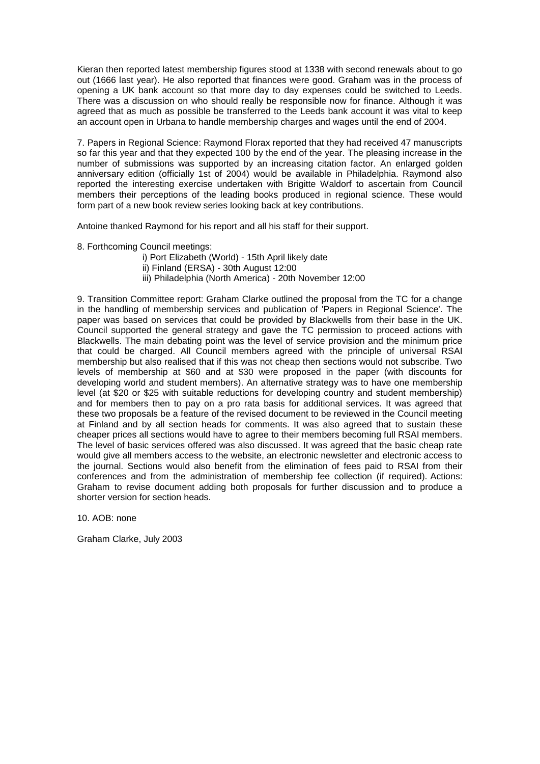Kieran then reported latest membership figures stood at 1338 with second renewals about to go out (1666 last year). He also reported that finances were good. Graham was in the process of opening a UK bank account so that more day to day expenses could be switched to Leeds. There was a discussion on who should really be responsible now for finance. Although it was agreed that as much as possible be transferred to the Leeds bank account it was vital to keep an account open in Urbana to handle membership charges and wages until the end of 2004.

7. Papers in Regional Science: Raymond Florax reported that they had received 47 manuscripts so far this year and that they expected 100 by the end of the year. The pleasing increase in the number of submissions was supported by an increasing citation factor. An enlarged golden anniversary edition (officially 1st of 2004) would be available in Philadelphia. Raymond also reported the interesting exercise undertaken with Brigitte Waldorf to ascertain from Council members their perceptions of the leading books produced in regional science. These would form part of a new book review series looking back at key contributions.

Antoine thanked Raymond for his report and all his staff for their support.

8. Forthcoming Council meetings:

i) Port Elizabeth (World) - 15th April likely date
ii) Finland (ERSA) - 30th August 12:00
iii) Philadelphia (North America) - 20th November 12:00

9. Transition Committee report: Graham Clarke outlined the proposal from the TC for a change in the handling of membership services and publication of 'Papers in Regional Science'. The paper was based on services that could be provided by Blackwells from their base in the UK. Council supported the general strategy and gave the TC permission to proceed actions with Blackwells. The main debating point was the level of service provision and the minimum price that could be charged. All Council members agreed with the principle of universal RSAI membership but also realised that if this was not cheap then sections would not subscribe. Two levels of membership at $60 and at $30 were proposed in the paper (with discounts for developing world and student members). An alternative strategy was to have one membership level (at $20 or $25 with suitable reductions for developing country and student membership) and for members then to pay on a pro rata basis for additional services. It was agreed that these two proposals be a feature of the revised document to be reviewed in the Council meeting at Finland and by all section heads for comments. It was also agreed that to sustain these cheaper prices all sections would have to agree to their members becoming full RSAI members. The level of basic services offered was also discussed. It was agreed that the basic cheap rate would give all members access to the website, an electronic newsletter and electronic access to the journal. Sections would also benefit from the elimination of fees paid to RSAI from their conferences and from the administration of membership fee collection (if required). Actions: Graham to revise document adding both proposals for further discussion and to produce a shorter version for section heads.

10. AOB: none

Graham Clarke, July 2003